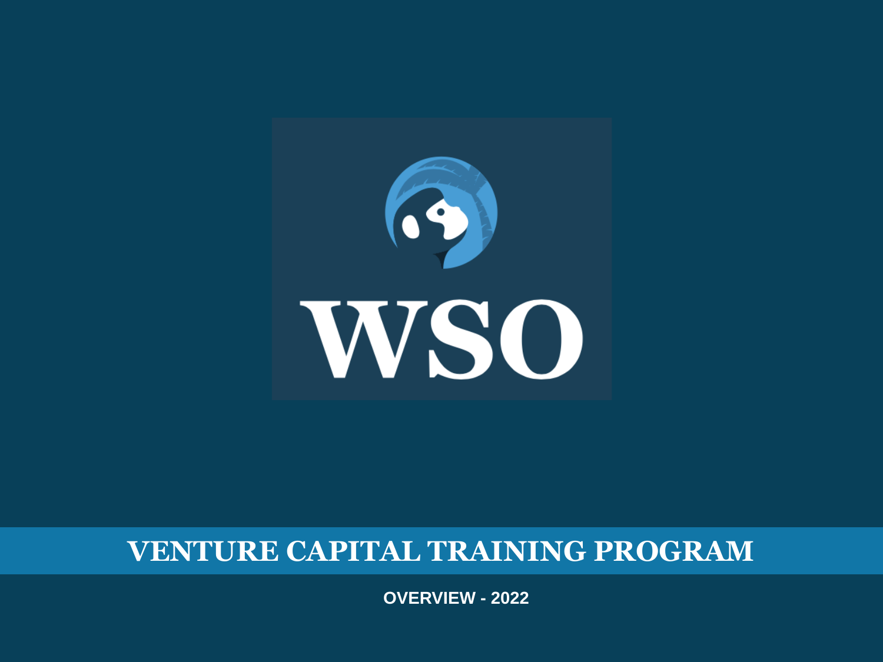WSO

# VENTURE CAPITAL TRAINING PROGRAM

**OVERVIEW - 2022**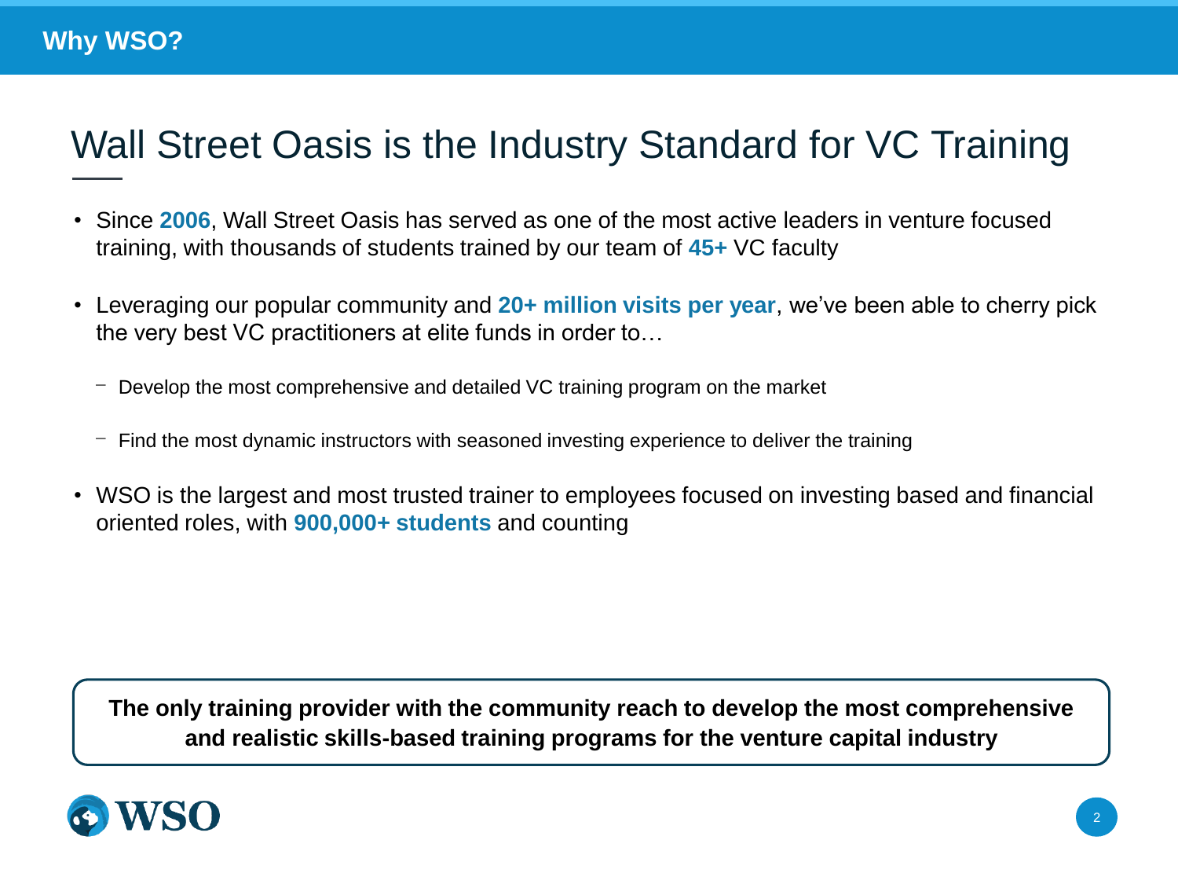## Why WSO?

# Wall Street Oasis is the Industry Standard for VC Training

- Since **2006**, Wall Street Oasis has served as one of the most active leaders in venture focused training, with thousands of students trained by our team of **45+** VC faculty
- Leveraging our popular community and **20+ million visits per year**, we've been able to cherry pick the very best VC practitioners at elite funds in order to…
  - Develop the most comprehensive and detailed VC training program on the market
  - Find the most dynamic instructors with seasoned investing experience to deliver the training
- WSO is the largest and most trusted trainer to employees focused on investing based and financial oriented roles, with **900,000+ students** and counting

**The only training provider with the community reach to develop the most comprehensive and realistic skills-based training programs for the venture capital industry**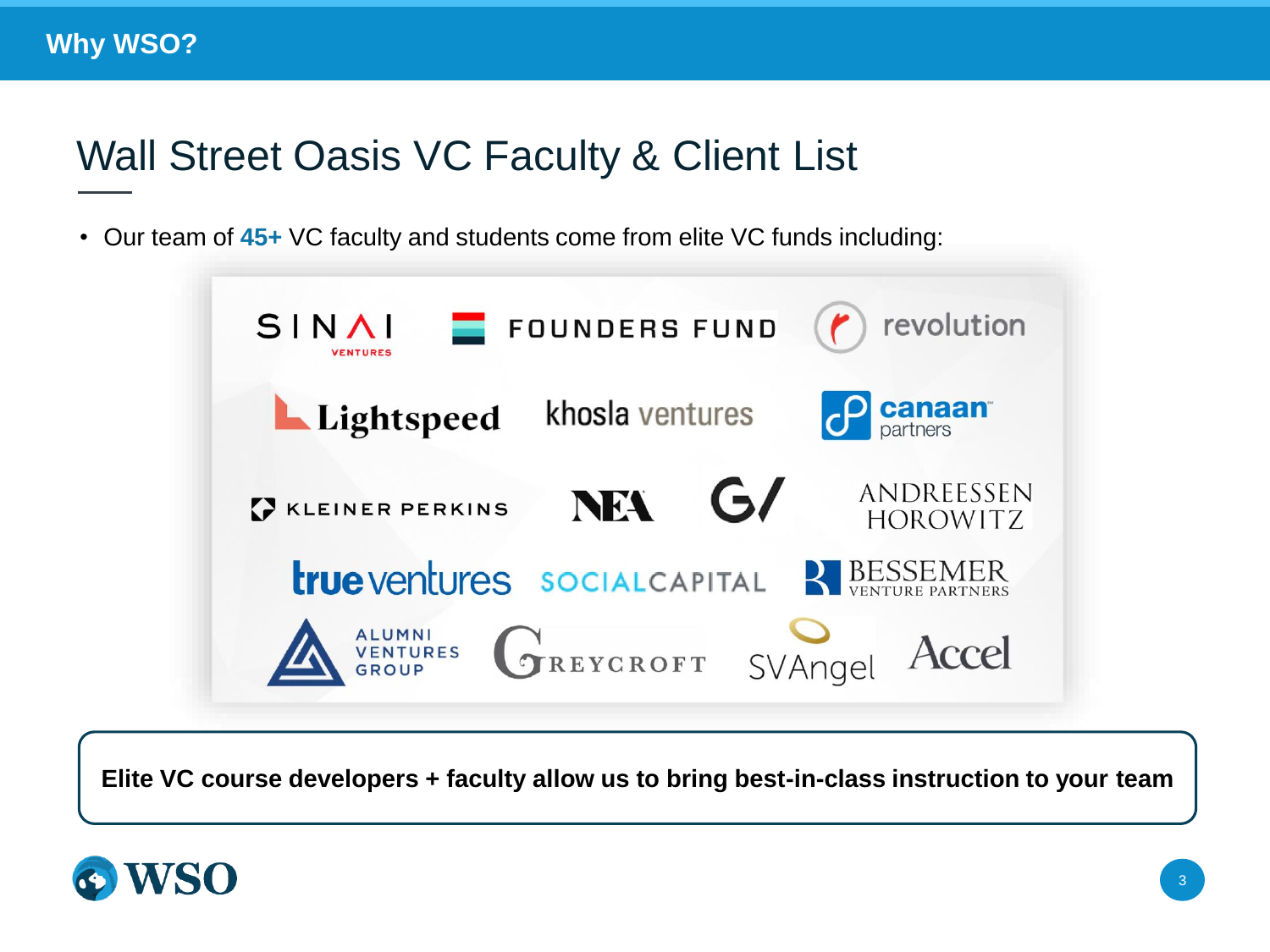Why WSO?

# Wall Street Oasis VC Faculty & Client List

- Our team of **45+** VC faculty and students come from elite VC funds including:

Sinai Ventures, Founders Fund, Revolution, Lightspeed, Khosla Ventures, Canaan Partners, Kleiner Perkins, NEA, GV, Andreessen Horowitz, True Ventures, Social Capital, Bessemer Venture Partners, Alumni Ventures Group, Greycroft, SV Angel, Accel

**Elite VC course developers + faculty allow us to bring best-in-class instruction to your team**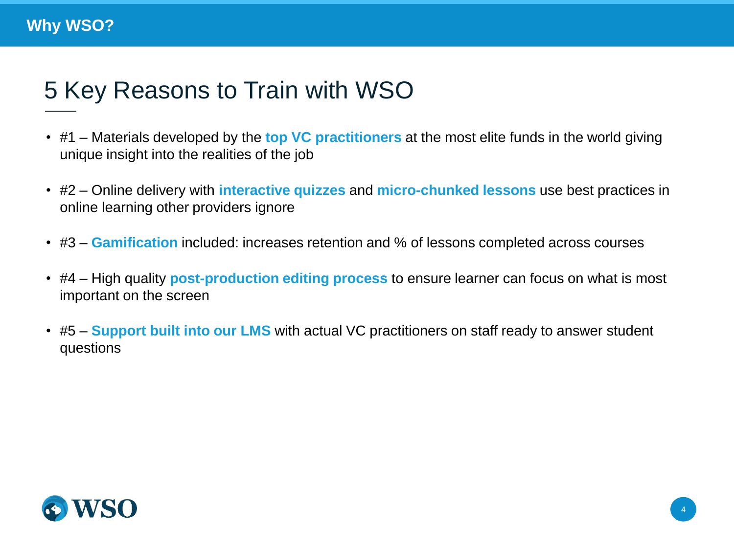## Why WSO?

# 5 Key Reasons to Train with WSO

- #1 – Materials developed by the **top VC practitioners** at the most elite funds in the world giving unique insight into the realities of the job
- #2 – Online delivery with **interactive quizzes** and **micro-chunked lessons** use best practices in online learning other providers ignore
- #3 – **Gamification** included: increases retention and % of lessons completed across courses
- #4 – High quality **post-production editing process** to ensure learner can focus on what is most important on the screen
- #5 – **Support built into our LMS** with actual VC practitioners on staff ready to answer student questions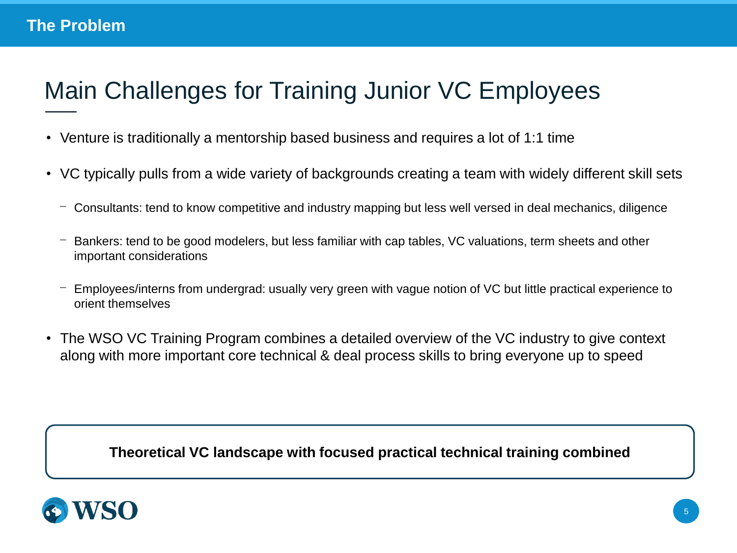## The Problem

# Main Challenges for Training Junior VC Employees

- Venture is traditionally a mentorship based business and requires a lot of 1:1 time
- VC typically pulls from a wide variety of backgrounds creating a team with widely different skill sets
  - Consultants: tend to know competitive and industry mapping but less well versed in deal mechanics, diligence
  - Bankers: tend to be good modelers, but less familiar with cap tables, VC valuations, term sheets and other important considerations
  - Employees/interns from undergrad: usually very green with vague notion of VC but little practical experience to orient themselves
- The WSO VC Training Program combines a detailed overview of the VC industry to give context along with more important core technical & deal process skills to bring everyone up to speed

**Theoretical VC landscape with focused practical technical training combined**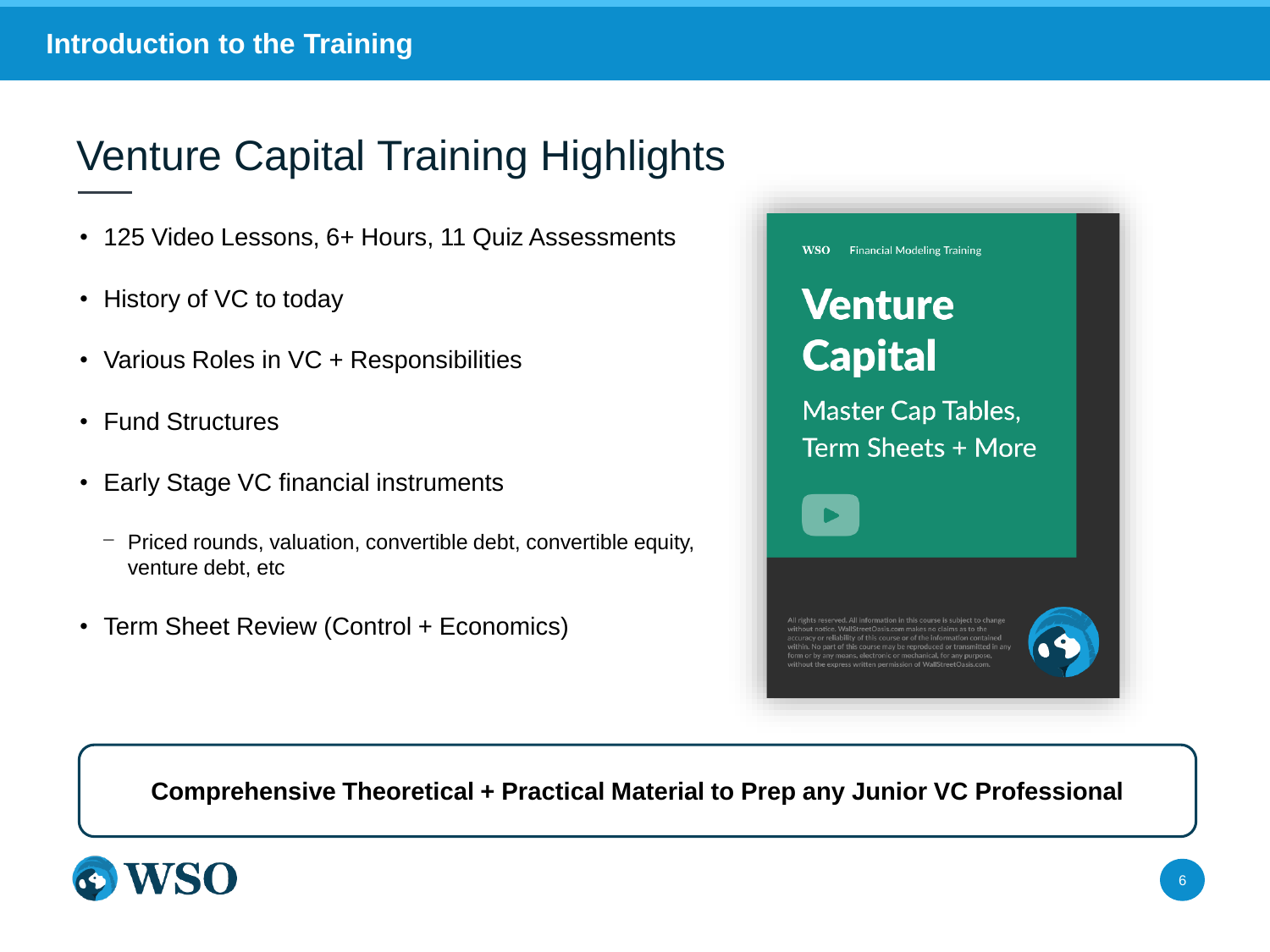## Introduction to the Training

# Venture Capital Training Highlights

- 125 Video Lessons, 6+ Hours, 11 Quiz Assessments
- History of VC to today
- Various Roles in VC + Responsibilities
- Fund Structures
- Early Stage VC financial instruments
  - Priced rounds, valuation, convertible debt, convertible equity, venture debt, etc
- Term Sheet Review (Control + Economics)

WSO Financial Modeling Training

**Venture Capital**

Master Cap Tables, Term Sheets + More

All rights reserved. All information in this course is subject to change without notice. WallStreetOasis.com makes no claims as to the accuracy or reliability of this course or of the information contained within. No part of this course may be reproduced or transmitted in any form or by any means, electronic or mechanical, for any purpose, without the express written permission of WallStreetOasis.com.

**Comprehensive Theoretical + Practical Material to Prep any Junior VC Professional**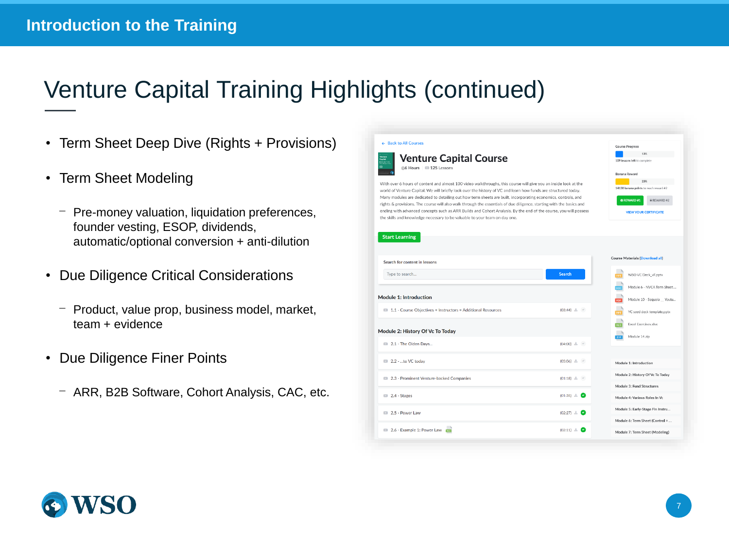# Introduction to the Training

## Venture Capital Training Highlights (continued)

- Term Sheet Deep Dive (Rights + Provisions)
- Term Sheet Modeling
  - Pre-money valuation, liquidation preferences, founder vesting, ESOP, dividends, automatic/optional conversion + anti-dilution
- Due Diligence Critical Considerations
  - Product, value prop, business model, market, team + evidence
- Due Diligence Finer Points
  - ARR, B2B Software, Cohort Analysis, CAC, etc.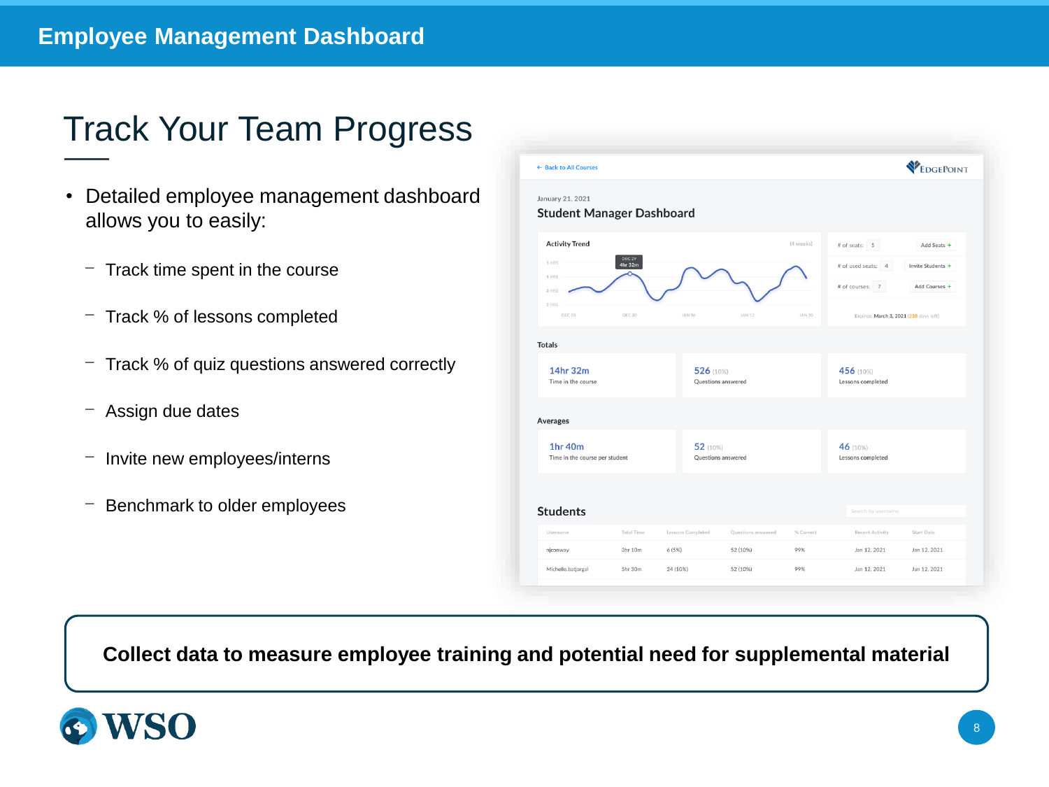# Employee Management Dashboard

## Track Your Team Progress

- Detailed employee management dashboard allows you to easily:
  - Track time spent in the course
  - Track % of lessons completed
  - Track % of quiz questions answered correctly
  - Assign due dates
  - Invite new employees/interns
  - Benchmark to older employees

← Back to All Courses

EDGEPOINT

January 21, 2021

### Student Manager Dashboard

**Activity Trend** (4 weeks)

\# of seats: 5 — Add Seats +

\# of used seats: 4 — Invite Students +

\# of courses: 7 — Add Courses +

Expires: March 3, 2021 (238 days left)

**Totals**

| 14hr 32m | 526 (10%) | 456 (10%) |
|---|---|---|
| Time in the course | Questions answered | Lessons completed |

**Averages**

| 1hr 40m | 52 (10%) | 46 (10%) |
|---|---|---|
| Time in the course per student | Questions answered | Lessons completed |

**Students**

| Username | Total Time | Lessons Completed | Questions answered | % Correct | Recent Activity | Start Date |
|---|---|---|---|---|---|---|
| njconway | 3hr 10m | 6 (5%) | 52 (10%) | 99% | Jan 12, 2021 | Jan 12, 2021 |
| Michelle.batjargal | 5hr 30m | 24 (10%) | 52 (10%) | 99% | Jan 12, 2021 | Jan 12, 2021 |

**Collect data to measure employee training and potential need for supplemental material**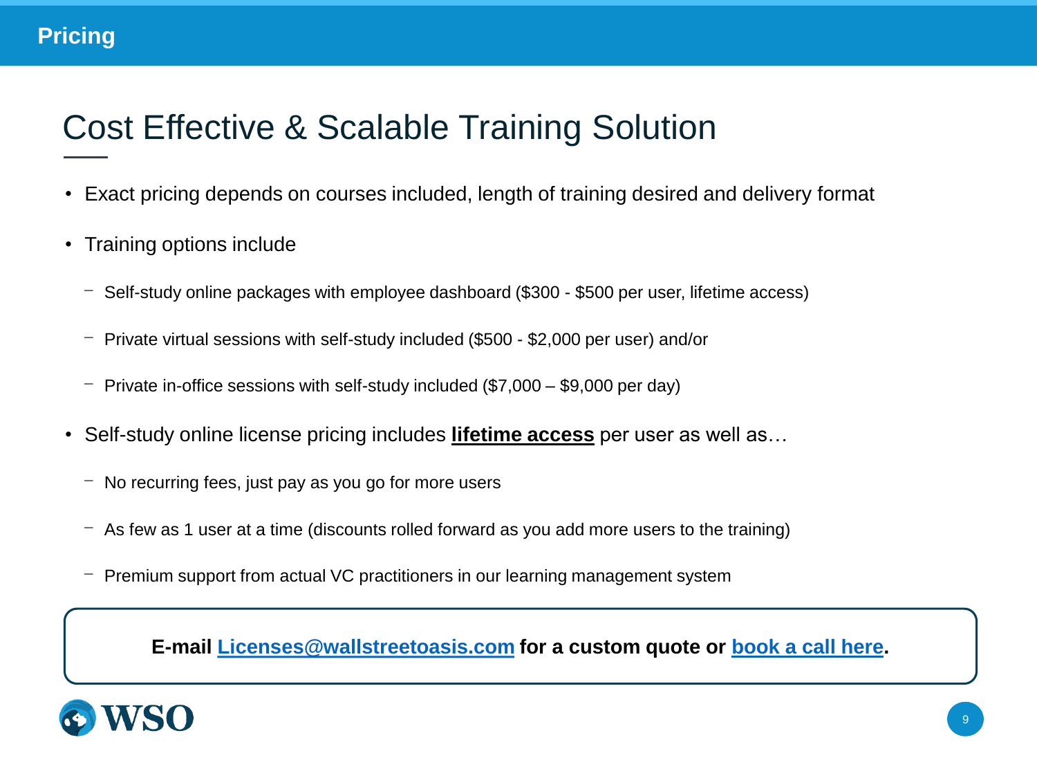## Pricing

# Cost Effective & Scalable Training Solution

- Exact pricing depends on courses included, length of training desired and delivery format
- Training options include
  - Self-study online packages with employee dashboard ($300 - $500 per user, lifetime access)
  - Private virtual sessions with self-study included ($500 - $2,000 per user) and/or
  - Private in-office sessions with self-study included ($7,000 – $9,000 per day)
- Self-study online license pricing includes **lifetime access** per user as well as…
  - No recurring fees, just pay as you go for more users
  - As few as 1 user at a time (discounts rolled forward as you add more users to the training)
  - Premium support from actual VC practitioners in our learning management system

**E-mail Licenses@wallstreetoasis.com for a custom quote or book a call here.**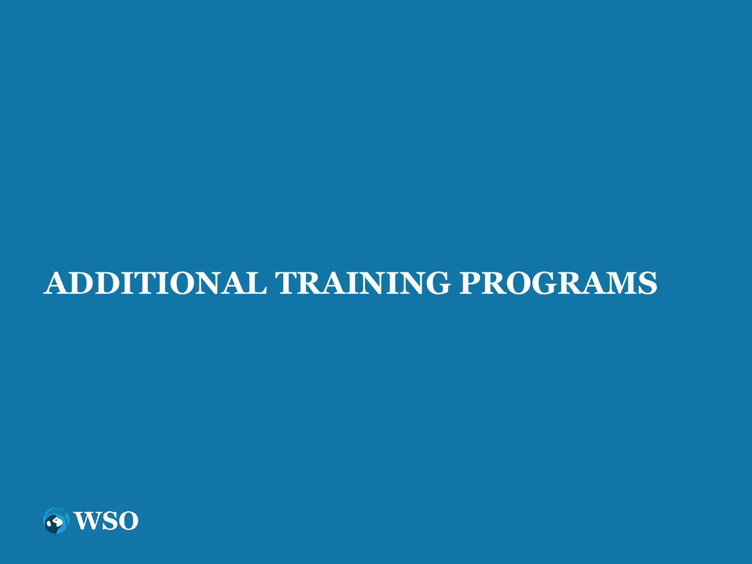# ADDITIONAL TRAINING PROGRAMS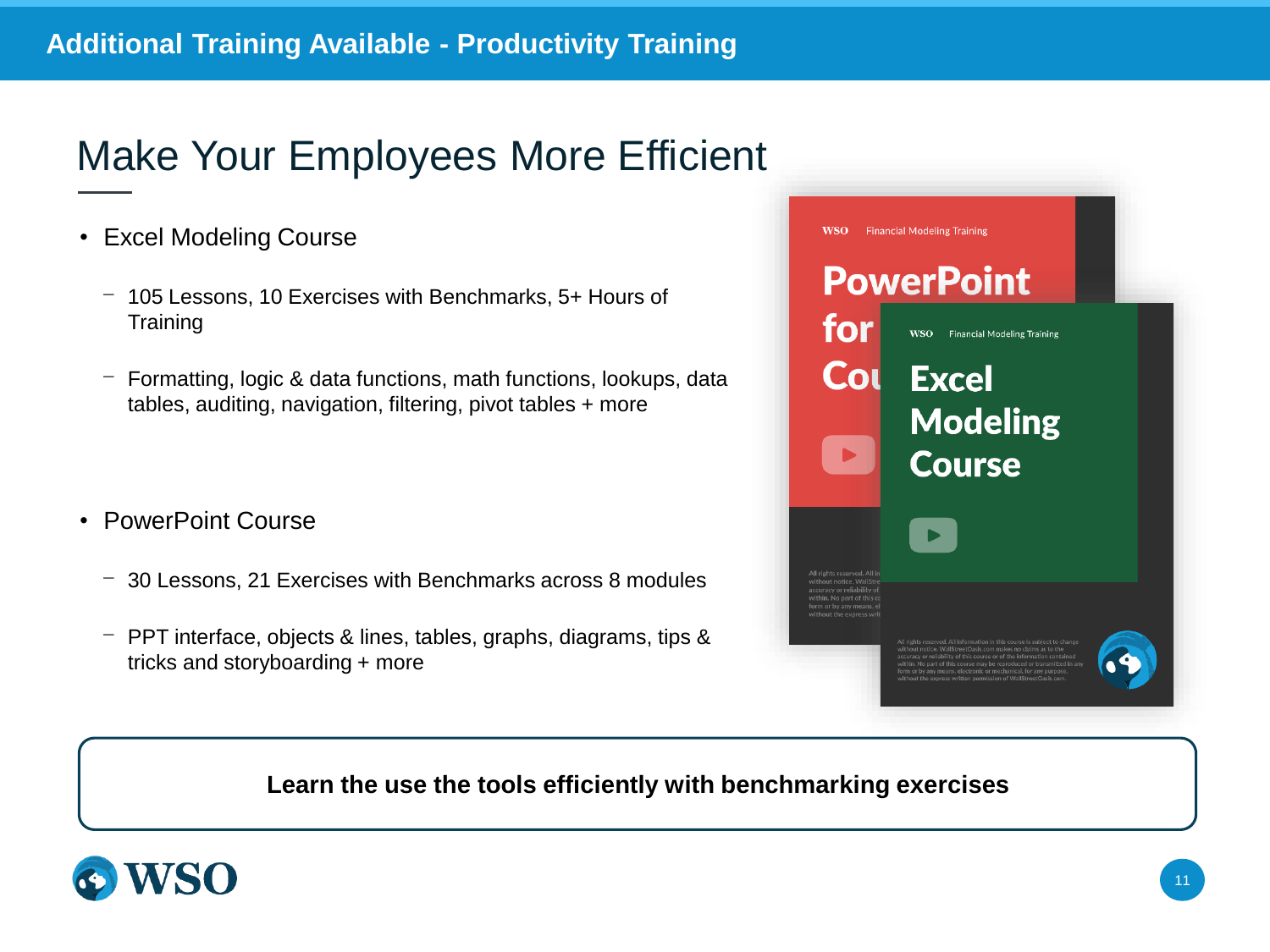## Additional Training Available - Productivity Training

# Make Your Employees More Efficient

- Excel Modeling Course
  - 105 Lessons, 10 Exercises with Benchmarks, 5+ Hours of Training
  - Formatting, logic & data functions, math functions, lookups, data tables, auditing, navigation, filtering, pivot tables + more
- PowerPoint Course
  - 30 Lessons, 21 Exercises with Benchmarks across 8 modules
  - PPT interface, objects & lines, tables, graphs, diagrams, tips & tricks and storyboarding + more

**Learn the use the tools efficiently with benchmarking exercises**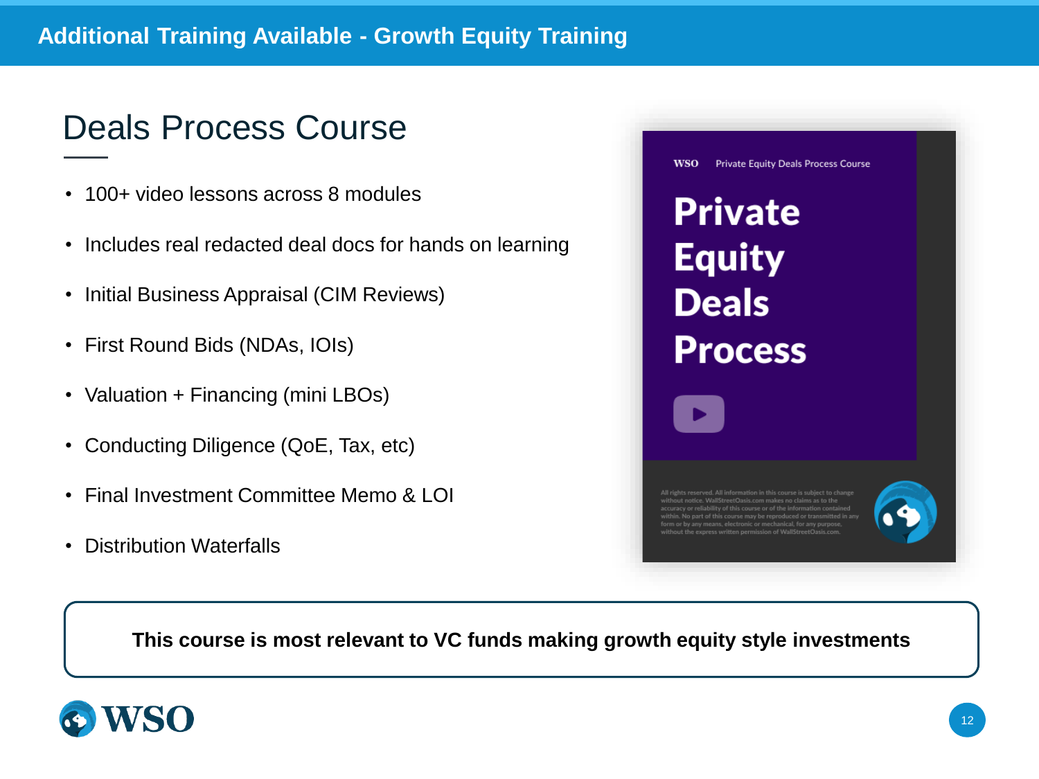# Additional Training Available - Growth Equity Training

## Deals Process Course

- 100+ video lessons across 8 modules
- Includes real redacted deal docs for hands on learning
- Initial Business Appraisal (CIM Reviews)
- First Round Bids (NDAs, IOIs)
- Valuation + Financing (mini LBOs)
- Conducting Diligence (QoE, Tax, etc)
- Final Investment Committee Memo & LOI
- Distribution Waterfalls

WSO Private Equity Deals Process Course

**Private Equity Deals Process**

All rights reserved. All information in this course is subject to change without notice. WallStreetOasis.com makes no claims as to the accuracy or reliability of this course or of the information contained within. No part of this course may be reproduced or transmitted in any form or by any means, electronic or mechanical, for any purpose, without the express written permission of WallStreetOasis.com.

**This course is most relevant to VC funds making growth equity style investments**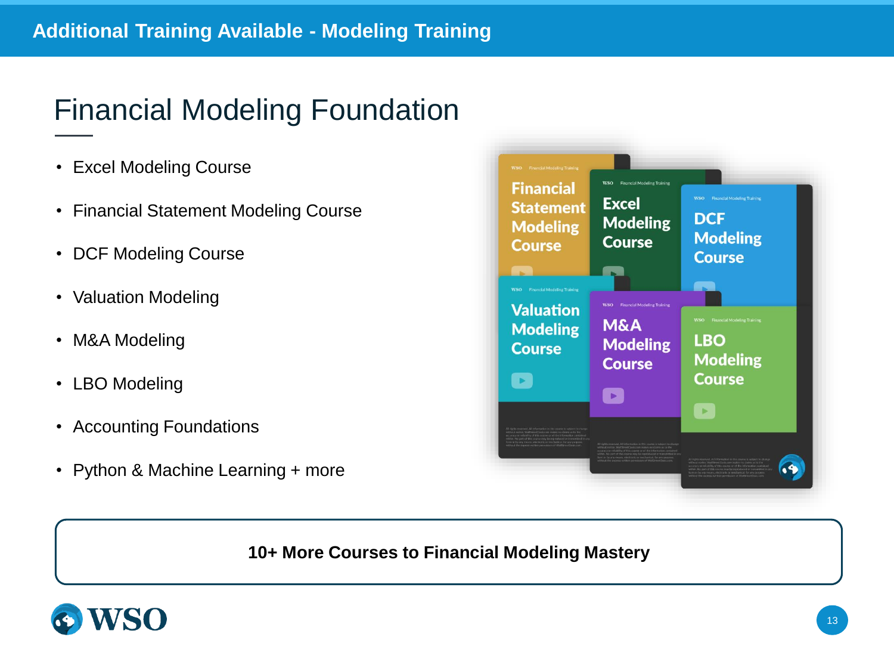# Additional Training Available - Modeling Training

## Financial Modeling Foundation

- Excel Modeling Course
- Financial Statement Modeling Course
- DCF Modeling Course
- Valuation Modeling
- M&A Modeling
- LBO Modeling
- Accounting Foundations
- Python & Machine Learning + more

**10+ More Courses to Financial Modeling Mastery**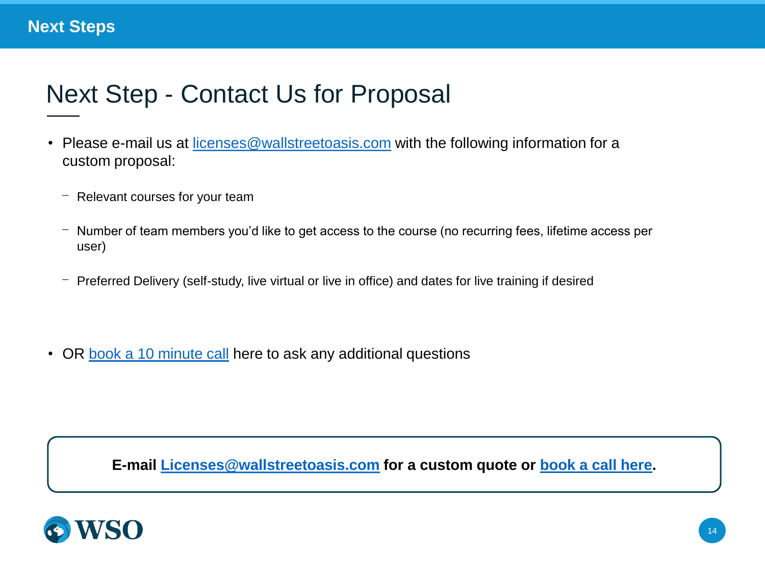# Next Step - Contact Us for Proposal

- Please e-mail us at licenses@wallstreetoasis.com with the following information for a custom proposal:
  - Relevant courses for your team
  - Number of team members you'd like to get access to the course (no recurring fees, lifetime access per user)
  - Preferred Delivery (self-study, live virtual or live in office) and dates for live training if desired
- OR book a 10 minute call here to ask any additional questions

**E-mail Licenses@wallstreetoasis.com for a custom quote or book a call here.**